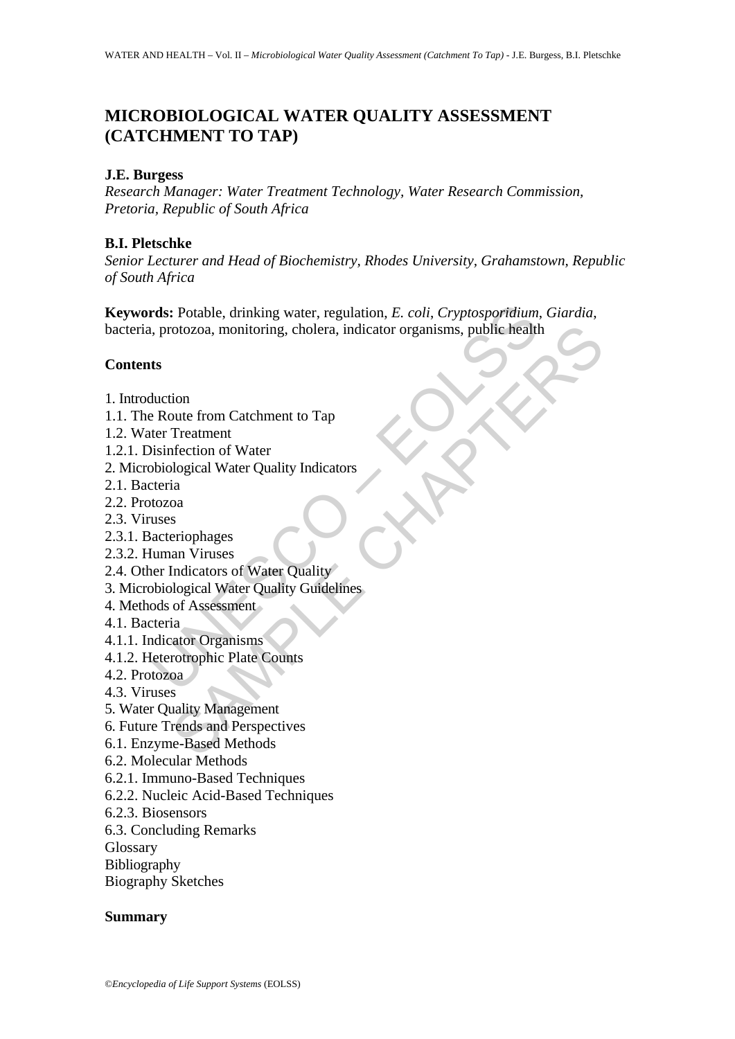# MICROBIOLOGICAL WATER QUALITY ASSESSMENT (CATCHMENT TO TAP)

**J.E. Burgess**

*Research Manager: Water Treatment Technology, Water Research Commission, Pretoria, Republic of South Africa*

**B.I. Pletschke**

*Senior Lecturer and Head of Biochemistry, Rhodes University, Grahamstown, Republic of South Africa*

**Keywords:** Potable, drinking water, regulation, *E. coli*, *Cryptosporidium*, *Giardia*, bacteria, protozoa, monitoring, cholera, indicator organisms, public health

**Contents**

1. Introduction
1.1. The Route from Catchment to Tap
1.2. Water Treatment
1.2.1. Disinfection of Water
2. Microbiological Water Quality Indicators
2.1. Bacteria
2.2. Protozoa
2.3. Viruses
2.3.1. Bacteriophages
2.3.2. Human Viruses
2.4. Other Indicators of Water Quality
3. Microbiological Water Quality Guidelines
4. Methods of Assessment
4.1. Bacteria
4.1.1. Indicator Organisms
4.1.2. Heterotrophic Plate Counts
4.2. Protozoa
4.3. Viruses
5. Water Quality Management
6. Future Trends and Perspectives
6.1. Enzyme-Based Methods
6.2. Molecular Methods
6.2.1. Immuno-Based Techniques
6.2.2. Nucleic Acid-Based Techniques
6.2.3. Biosensors
6.3. Concluding Remarks

Glossary

Bibliography

Biography Sketches

**Summary**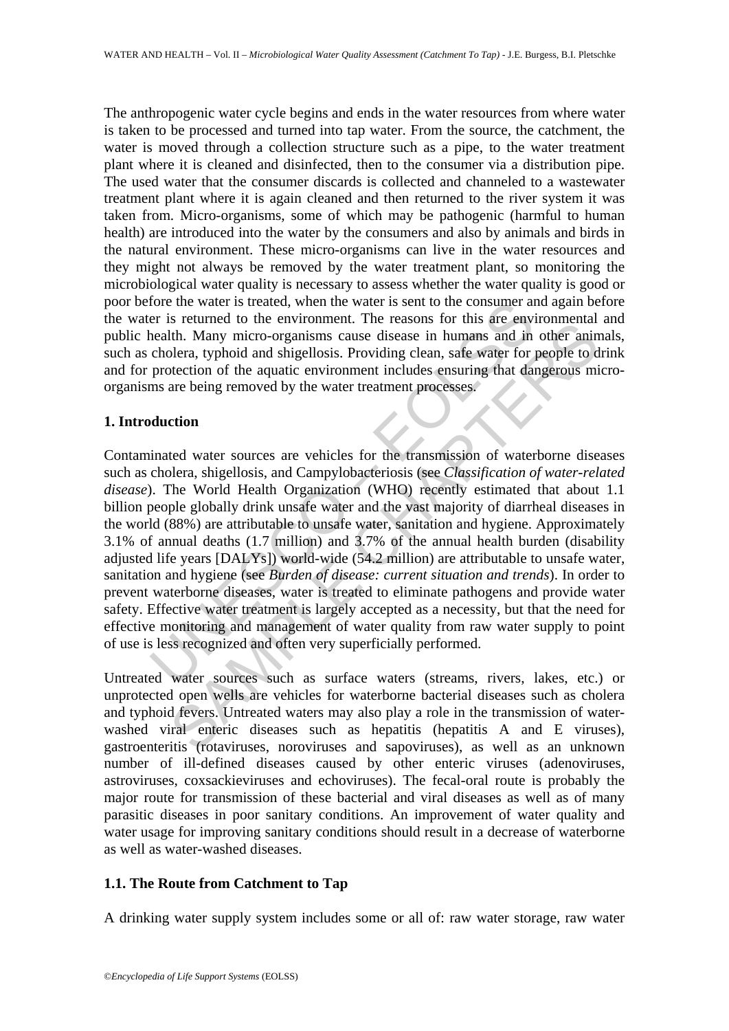The anthropogenic water cycle begins and ends in the water resources from where water is taken to be processed and turned into tap water. From the source, the catchment, the water is moved through a collection structure such as a pipe, to the water treatment plant where it is cleaned and disinfected, then to the consumer via a distribution pipe. The used water that the consumer discards is collected and channeled to a wastewater treatment plant where it is again cleaned and then returned to the river system it was taken from. Micro-organisms, some of which may be pathogenic (harmful to human health) are introduced into the water by the consumers and also by animals and birds in the natural environment. These micro-organisms can live in the water resources and they might not always be removed by the water treatment plant, so monitoring the microbiological water quality is necessary to assess whether the water quality is good or poor before the water is treated, when the water is sent to the consumer and again before the water is returned to the environment. The reasons for this are environmental and public health. Many micro-organisms cause disease in humans and in other animals, such as cholera, typhoid and shigellosis. Providing clean, safe water for people to drink and for protection of the aquatic environment includes ensuring that dangerous micro-organisms are being removed by the water treatment processes.

## 1. Introduction

Contaminated water sources are vehicles for the transmission of waterborne diseases such as cholera, shigellosis, and Campylobacteriosis (see *Classification of water-related disease*). The World Health Organization (WHO) recently estimated that about 1.1 billion people globally drink unsafe water and the vast majority of diarrheal diseases in the world (88%) are attributable to unsafe water, sanitation and hygiene. Approximately 3.1% of annual deaths (1.7 million) and 3.7% of the annual health burden (disability adjusted life years [DALYs]) world-wide (54.2 million) are attributable to unsafe water, sanitation and hygiene (see *Burden of disease: current situation and trends*). In order to prevent waterborne diseases, water is treated to eliminate pathogens and provide water safety. Effective water treatment is largely accepted as a necessity, but that the need for effective monitoring and management of water quality from raw water supply to point of use is less recognized and often very superficially performed.

Untreated water sources such as surface waters (streams, rivers, lakes, etc.) or unprotected open wells are vehicles for waterborne bacterial diseases such as cholera and typhoid fevers. Untreated waters may also play a role in the transmission of water-washed viral enteric diseases such as hepatitis (hepatitis A and E viruses), gastroenteritis (rotaviruses, noroviruses and sapoviruses), as well as an unknown number of ill-defined diseases caused by other enteric viruses (adenoviruses, astroviruses, coxsackieviruses and echoviruses). The fecal-oral route is probably the major route for transmission of these bacterial and viral diseases as well as of many parasitic diseases in poor sanitary conditions. An improvement of water quality and water usage for improving sanitary conditions should result in a decrease of waterborne as well as water-washed diseases.

### 1.1. The Route from Catchment to Tap

A drinking water supply system includes some or all of: raw water storage, raw water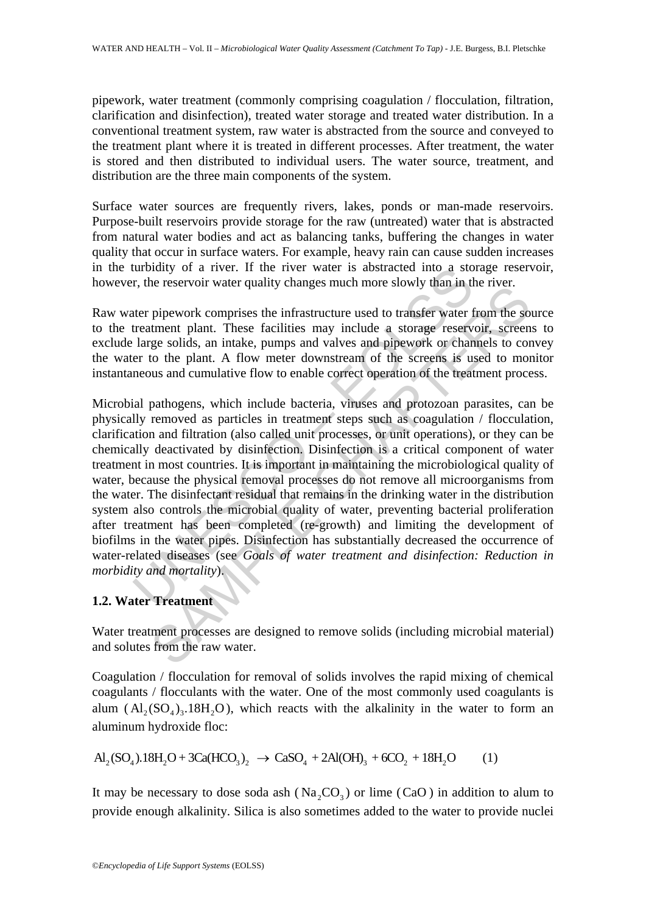pipework, water treatment (commonly comprising coagulation / flocculation, filtration, clarification and disinfection), treated water storage and treated water distribution. In a conventional treatment system, raw water is abstracted from the source and conveyed to the treatment plant where it is treated in different processes. After treatment, the water is stored and then distributed to individual users. The water source, treatment, and distribution are the three main components of the system.

Surface water sources are frequently rivers, lakes, ponds or man-made reservoirs. Purpose-built reservoirs provide storage for the raw (untreated) water that is abstracted from natural water bodies and act as balancing tanks, buffering the changes in water quality that occur in surface waters. For example, heavy rain can cause sudden increases in the turbidity of a river. If the river water is abstracted into a storage reservoir, however, the reservoir water quality changes much more slowly than in the river.

Raw water pipework comprises the infrastructure used to transfer water from the source to the treatment plant. These facilities may include a storage reservoir, screens to exclude large solids, an intake, pumps and valves and pipework or channels to convey the water to the plant. A flow meter downstream of the screens is used to monitor instantaneous and cumulative flow to enable correct operation of the treatment process.

Microbial pathogens, which include bacteria, viruses and protozoan parasites, can be physically removed as particles in treatment steps such as coagulation / flocculation, clarification and filtration (also called unit processes, or unit operations), or they can be chemically deactivated by disinfection. Disinfection is a critical component of water treatment in most countries. It is important in maintaining the microbiological quality of water, because the physical removal processes do not remove all microorganisms from the water. The disinfectant residual that remains in the drinking water in the distribution system also controls the microbial quality of water, preventing bacterial proliferation after treatment has been completed (re-growth) and limiting the development of biofilms in the water pipes. Disinfection has substantially decreased the occurrence of water-related diseases (see *Goals of water treatment and disinfection: Reduction in morbidity and mortality*).

## 1.2. Water Treatment

Water treatment processes are designed to remove solids (including microbial material) and solutes from the raw water.

Coagulation / flocculation for removal of solids involves the rapid mixing of chemical coagulants / flocculants with the water. One of the most commonly used coagulants is alum ($Al_2(SO_4)_3.18H_2O$), which reacts with the alkalinity in the water to form an aluminum hydroxide floc:

$$Al_2(SO_4).18H_2O + 3Ca(HCO_3)_2 \rightarrow CaSO_4 + 2Al(OH)_3 + 6CO_2 + 18H_2O \qquad (1)$$

It may be necessary to dose soda ash ($Na_2CO_3$) or lime ($CaO$) in addition to alum to provide enough alkalinity. Silica is also sometimes added to the water to provide nuclei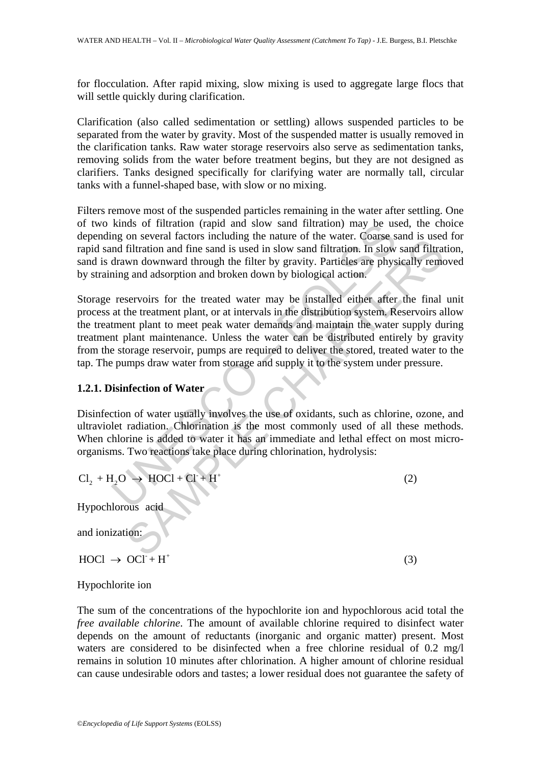for flocculation. After rapid mixing, slow mixing is used to aggregate large flocs that will settle quickly during clarification.

Clarification (also called sedimentation or settling) allows suspended particles to be separated from the water by gravity. Most of the suspended matter is usually removed in the clarification tanks. Raw water storage reservoirs also serve as sedimentation tanks, removing solids from the water before treatment begins, but they are not designed as clarifiers. Tanks designed specifically for clarifying water are normally tall, circular tanks with a funnel-shaped base, with slow or no mixing.

Filters remove most of the suspended particles remaining in the water after settling. One of two kinds of filtration (rapid and slow sand filtration) may be used, the choice depending on several factors including the nature of the water. Coarse sand is used for rapid sand filtration and fine sand is used in slow sand filtration. In slow sand filtration, sand is drawn downward through the filter by gravity. Particles are physically removed by straining and adsorption and broken down by biological action.

Storage reservoirs for the treated water may be installed either after the final unit process at the treatment plant, or at intervals in the distribution system. Reservoirs allow the treatment plant to meet peak water demands and maintain the water supply during treatment plant maintenance. Unless the water can be distributed entirely by gravity from the storage reservoir, pumps are required to deliver the stored, treated water to the tap. The pumps draw water from storage and supply it to the system under pressure.

### 1.2.1. Disinfection of Water

Disinfection of water usually involves the use of oxidants, such as chlorine, ozone, and ultraviolet radiation. Chlorination is the most commonly used of all these methods. When chlorine is added to water it has an immediate and lethal effect on most micro-organisms. Two reactions take place during chlorination, hydrolysis:

$$Cl_2 + H_2O \rightarrow HOCl + Cl^- + H^+ \tag{2}$$

Hypochlorous acid

and ionization:

$$HOCl \rightarrow OCl^- + H^+ \tag{3}$$

Hypochlorite ion

The sum of the concentrations of the hypochlorite ion and hypochlorous acid total the *free available chlorine*. The amount of available chlorine required to disinfect water depends on the amount of reductants (inorganic and organic matter) present. Most waters are considered to be disinfected when a free chlorine residual of 0.2 mg/l remains in solution 10 minutes after chlorination. A higher amount of chlorine residual can cause undesirable odors and tastes; a lower residual does not guarantee the safety of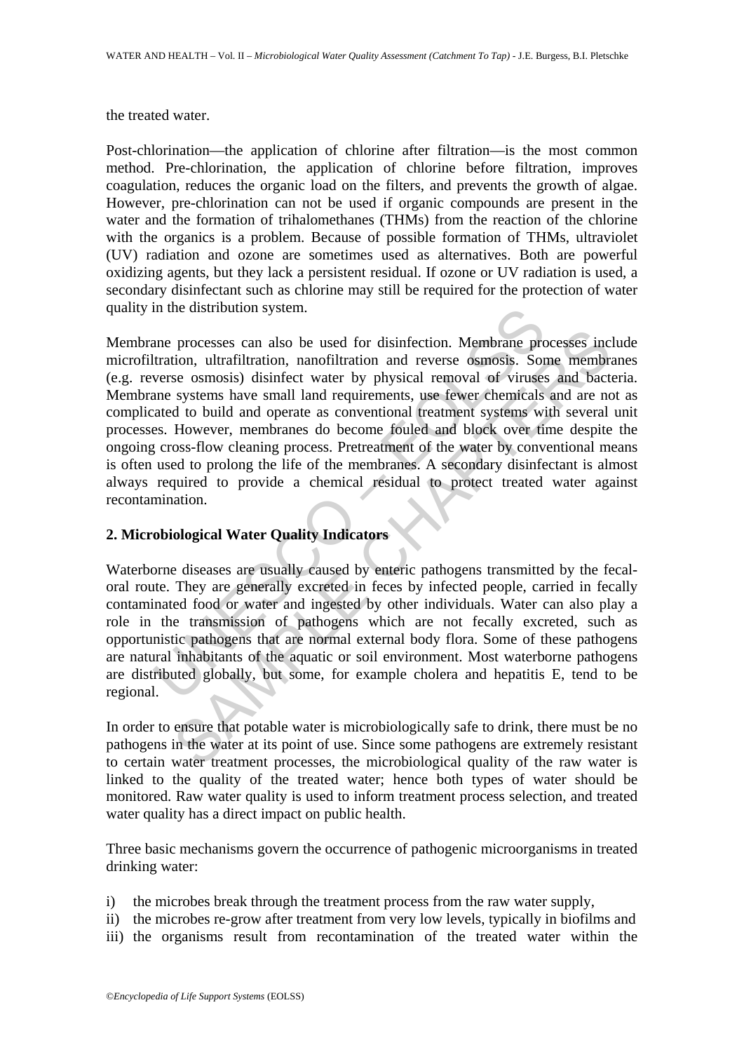the treated water.

Post-chlorination—the application of chlorine after filtration—is the most common method. Pre-chlorination, the application of chlorine before filtration, improves coagulation, reduces the organic load on the filters, and prevents the growth of algae. However, pre-chlorination can not be used if organic compounds are present in the water and the formation of trihalomethanes (THMs) from the reaction of the chlorine with the organics is a problem. Because of possible formation of THMs, ultraviolet (UV) radiation and ozone are sometimes used as alternatives. Both are powerful oxidizing agents, but they lack a persistent residual. If ozone or UV radiation is used, a secondary disinfectant such as chlorine may still be required for the protection of water quality in the distribution system.

Membrane processes can also be used for disinfection. Membrane processes include microfiltration, ultrafiltration, nanofiltration and reverse osmosis. Some membranes (e.g. reverse osmosis) disinfect water by physical removal of viruses and bacteria. Membrane systems have small land requirements, use fewer chemicals and are not as complicated to build and operate as conventional treatment systems with several unit processes. However, membranes do become fouled and block over time despite the ongoing cross-flow cleaning process. Pretreatment of the water by conventional means is often used to prolong the life of the membranes. A secondary disinfectant is almost always required to provide a chemical residual to protect treated water against recontamination.

## 2. Microbiological Water Quality Indicators

Waterborne diseases are usually caused by enteric pathogens transmitted by the fecal-oral route. They are generally excreted in feces by infected people, carried in fecally contaminated food or water and ingested by other individuals. Water can also play a role in the transmission of pathogens which are not fecally excreted, such as opportunistic pathogens that are normal external body flora. Some of these pathogens are natural inhabitants of the aquatic or soil environment. Most waterborne pathogens are distributed globally, but some, for example cholera and hepatitis E, tend to be regional.

In order to ensure that potable water is microbiologically safe to drink, there must be no pathogens in the water at its point of use. Since some pathogens are extremely resistant to certain water treatment processes, the microbiological quality of the raw water is linked to the quality of the treated water; hence both types of water should be monitored. Raw water quality is used to inform treatment process selection, and treated water quality has a direct impact on public health.

Three basic mechanisms govern the occurrence of pathogenic microorganisms in treated drinking water:

i) the microbes break through the treatment process from the raw water supply,
ii) the microbes re-grow after treatment from very low levels, typically in biofilms and
iii) the organisms result from recontamination of the treated water within the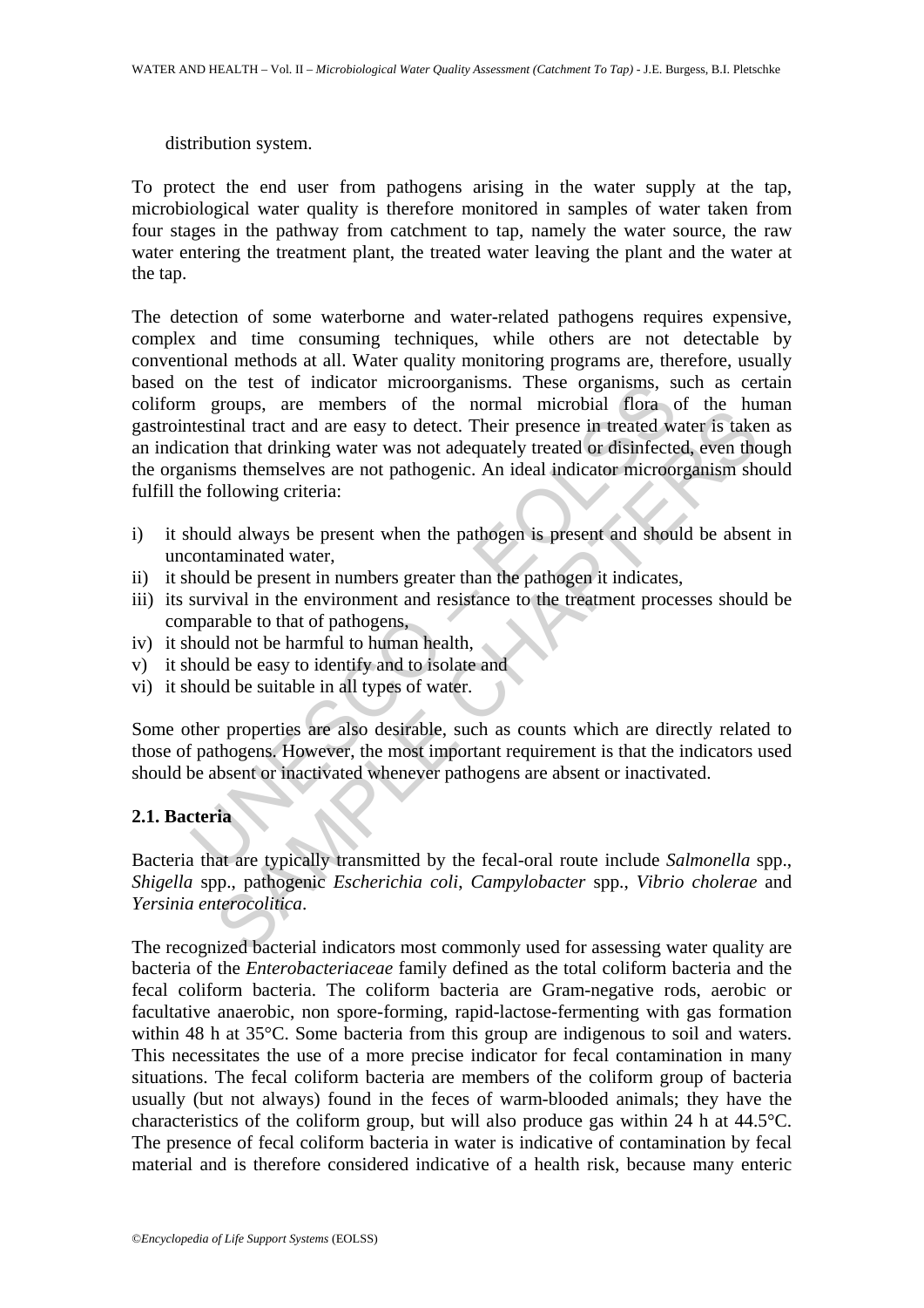distribution system.

To protect the end user from pathogens arising in the water supply at the tap, microbiological water quality is therefore monitored in samples of water taken from four stages in the pathway from catchment to tap, namely the water source, the raw water entering the treatment plant, the treated water leaving the plant and the water at the tap.

The detection of some waterborne and water-related pathogens requires expensive, complex and time consuming techniques, while others are not detectable by conventional methods at all. Water quality monitoring programs are, therefore, usually based on the test of indicator microorganisms. These organisms, such as certain coliform groups, are members of the normal microbial flora of the human gastrointestinal tract and are easy to detect. Their presence in treated water is taken as an indication that drinking water was not adequately treated or disinfected, even though the organisms themselves are not pathogenic. An ideal indicator microorganism should fulfill the following criteria:

i) it should always be present when the pathogen is present and should be absent in uncontaminated water,
ii) it should be present in numbers greater than the pathogen it indicates,
iii) its survival in the environment and resistance to the treatment processes should be comparable to that of pathogens,
iv) it should not be harmful to human health,
v) it should be easy to identify and to isolate and
vi) it should be suitable in all types of water.

Some other properties are also desirable, such as counts which are directly related to those of pathogens. However, the most important requirement is that the indicators used should be absent or inactivated whenever pathogens are absent or inactivated.

## 2.1. Bacteria

Bacteria that are typically transmitted by the fecal-oral route include *Salmonella* spp., *Shigella* spp., pathogenic *Escherichia coli*, *Campylobacter* spp., *Vibrio cholerae* and *Yersinia enterocolitica*.

The recognized bacterial indicators most commonly used for assessing water quality are bacteria of the *Enterobacteriaceae* family defined as the total coliform bacteria and the fecal coliform bacteria. The coliform bacteria are Gram-negative rods, aerobic or facultative anaerobic, non spore-forming, rapid-lactose-fermenting with gas formation within 48 h at 35°C. Some bacteria from this group are indigenous to soil and waters. This necessitates the use of a more precise indicator for fecal contamination in many situations. The fecal coliform bacteria are members of the coliform group of bacteria usually (but not always) found in the feces of warm-blooded animals; they have the characteristics of the coliform group, but will also produce gas within 24 h at 44.5°C. The presence of fecal coliform bacteria in water is indicative of contamination by fecal material and is therefore considered indicative of a health risk, because many enteric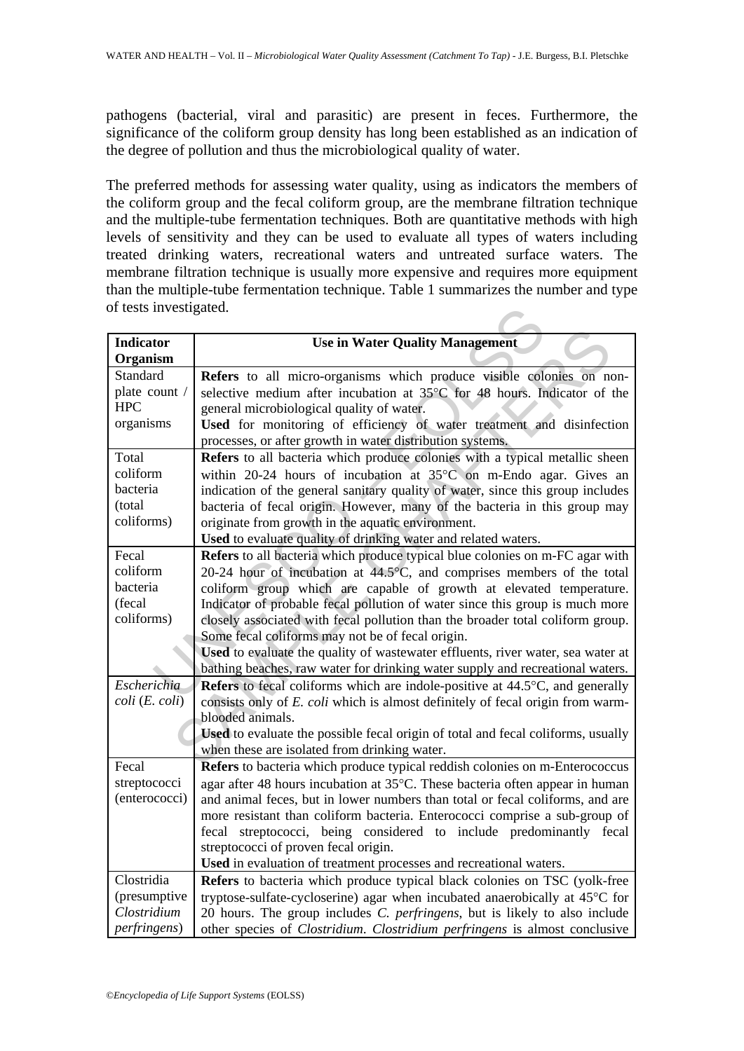pathogens (bacterial, viral and parasitic) are present in feces. Furthermore, the significance of the coliform group density has long been established as an indication of the degree of pollution and thus the microbiological quality of water.

The preferred methods for assessing water quality, using as indicators the members of the coliform group and the fecal coliform group, are the membrane filtration technique and the multiple-tube fermentation techniques. Both are quantitative methods with high levels of sensitivity and they can be used to evaluate all types of waters including treated drinking waters, recreational waters and untreated surface waters. The membrane filtration technique is usually more expensive and requires more equipment than the multiple-tube fermentation technique. Table 1 summarizes the number and type of tests investigated.

| Indicator Organism | Use in Water Quality Management |
|---|---|
| Standard plate count / HPC organisms | **Refers** to all micro-organisms which produce visible colonies on non-selective medium after incubation at 35°C for 48 hours. Indicator of the general microbiological quality of water. **Used** for monitoring of efficiency of water treatment and disinfection processes, or after growth in water distribution systems. |
| Total coliform bacteria (total coliforms) | **Refers** to all bacteria which produce colonies with a typical metallic sheen within 20-24 hours of incubation at 35°C on m-Endo agar. Gives an indication of the general sanitary quality of water, since this group includes bacteria of fecal origin. However, many of the bacteria in this group may originate from growth in the aquatic environment. **Used** to evaluate quality of drinking water and related waters. |
| Fecal coliform bacteria (fecal coliforms) | **Refers** to all bacteria which produce typical blue colonies on m-FC agar with 20-24 hour of incubation at 44.5°C, and comprises members of the total coliform group which are capable of growth at elevated temperature. Indicator of probable fecal pollution of water since this group is much more closely associated with fecal pollution than the broader total coliform group. Some fecal coliforms may not be of fecal origin. **Used** to evaluate the quality of wastewater effluents, river water, sea water at bathing beaches, raw water for drinking water supply and recreational waters. |
| *Escherichia coli* (*E. coli*) | **Refers** to fecal coliforms which are indole-positive at 44.5°C, and generally consists only of *E. coli* which is almost definitely of fecal origin from warm-blooded animals. **Used** to evaluate the possible fecal origin of total and fecal coliforms, usually when these are isolated from drinking water. |
| Fecal streptococci (enterococci) | **Refers** to bacteria which produce typical reddish colonies on m-Enterococcus agar after 48 hours incubation at 35°C. These bacteria often appear in human and animal feces, but in lower numbers than total or fecal coliforms, and are more resistant than coliform bacteria. Enterococci comprise a sub-group of fecal streptococci, being considered to include predominantly fecal streptococci of proven fecal origin. **Used** in evaluation of treatment processes and recreational waters. |
| Clostridia (presumptive *Clostridium perfringens*) | **Refers** to bacteria which produce typical black colonies on TSC (yolk-free tryptose-sulfate-cycloserine) agar when incubated anaerobically at 45°C for 20 hours. The group includes *C. perfringens*, but is likely to also include other species of *Clostridium*. *Clostridium perfringens* is almost conclusive |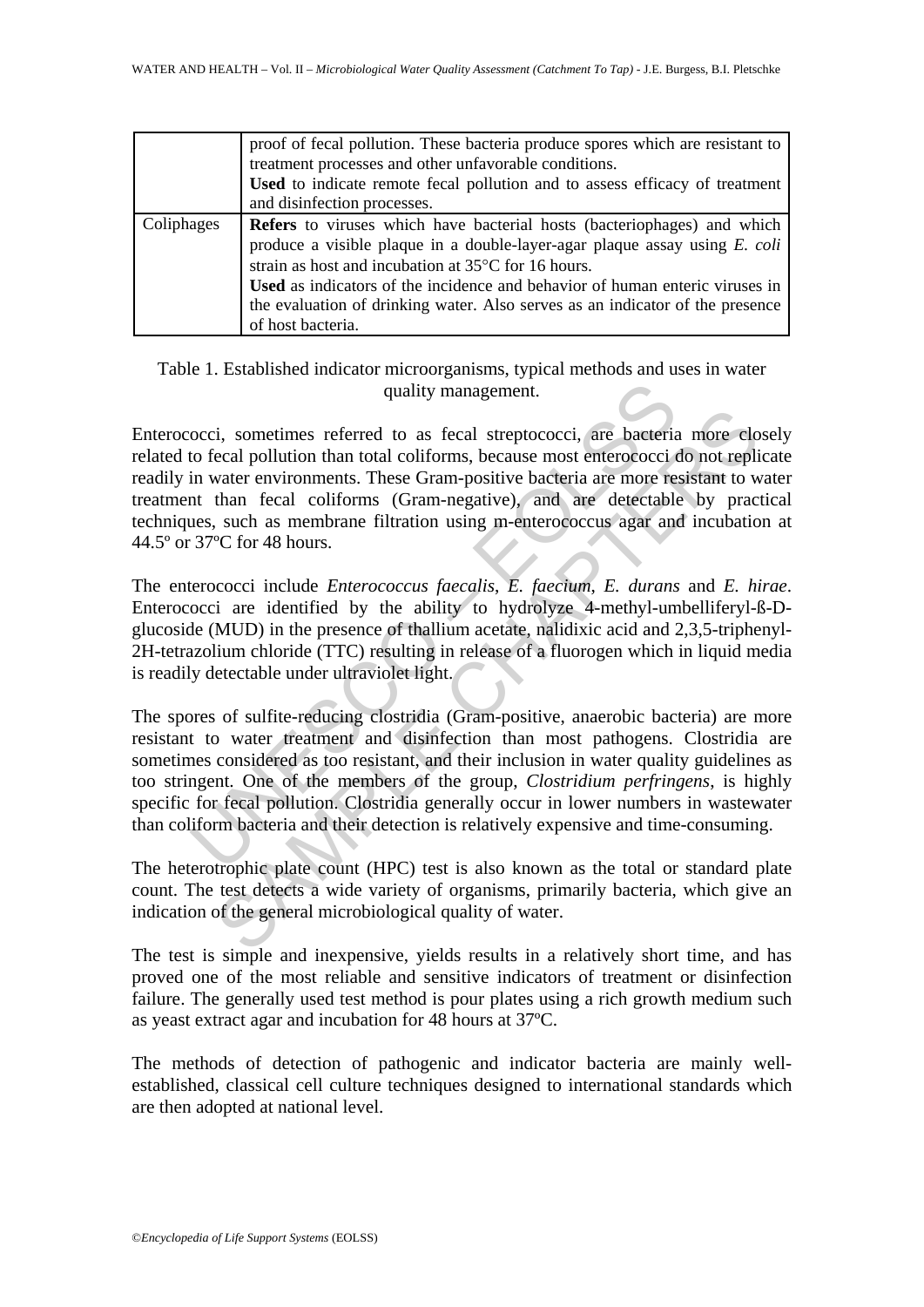| | |
|---|---|
| | proof of fecal pollution. These bacteria produce spores which are resistant to treatment processes and other unfavorable conditions. **Used** to indicate remote fecal pollution and to assess efficacy of treatment and disinfection processes. |
| Coliphages | **Refers** to viruses which have bacterial hosts (bacteriophages) and which produce a visible plaque in a double-layer-agar plaque assay using *E. coli* strain as host and incubation at 35°C for 16 hours. **Used** as indicators of the incidence and behavior of human enteric viruses in the evaluation of drinking water. Also serves as an indicator of the presence of host bacteria. |

Table 1. Established indicator microorganisms, typical methods and uses in water quality management.

Enterococci, sometimes referred to as fecal streptococci, are bacteria more closely related to fecal pollution than total coliforms, because most enterococci do not replicate readily in water environments. These Gram-positive bacteria are more resistant to water treatment than fecal coliforms (Gram-negative), and are detectable by practical techniques, such as membrane filtration using m-enterococcus agar and incubation at 44.5º or 37ºC for 48 hours.

The enterococci include *Enterococcus faecalis*, *E. faecium*, *E. durans* and *E. hirae*. Enterococci are identified by the ability to hydrolyze 4-methyl-umbelliferyl-ß-D-glucoside (MUD) in the presence of thallium acetate, nalidixic acid and 2,3,5-triphenyl-2H-tetrazolium chloride (TTC) resulting in release of a fluorogen which in liquid media is readily detectable under ultraviolet light.

The spores of sulfite-reducing clostridia (Gram-positive, anaerobic bacteria) are more resistant to water treatment and disinfection than most pathogens. Clostridia are sometimes considered as too resistant, and their inclusion in water quality guidelines as too stringent. One of the members of the group, *Clostridium perfringens*, is highly specific for fecal pollution. Clostridia generally occur in lower numbers in wastewater than coliform bacteria and their detection is relatively expensive and time-consuming.

The heterotrophic plate count (HPC) test is also known as the total or standard plate count. The test detects a wide variety of organisms, primarily bacteria, which give an indication of the general microbiological quality of water.

The test is simple and inexpensive, yields results in a relatively short time, and has proved one of the most reliable and sensitive indicators of treatment or disinfection failure. The generally used test method is pour plates using a rich growth medium such as yeast extract agar and incubation for 48 hours at 37ºC.

The methods of detection of pathogenic and indicator bacteria are mainly well-established, classical cell culture techniques designed to international standards which are then adopted at national level.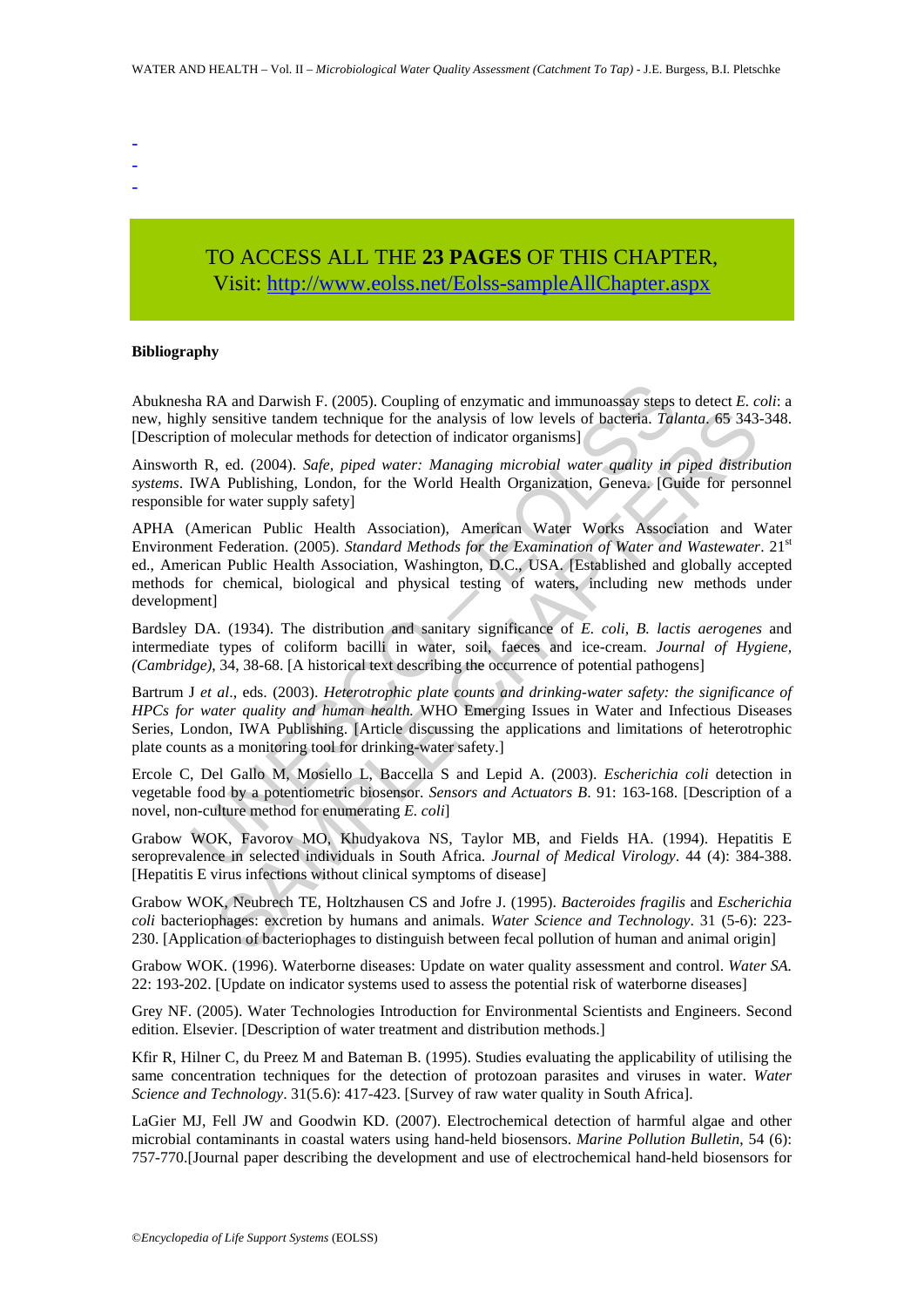-
-
-

TO ACCESS ALL THE **23 PAGES** OF THIS CHAPTER,
Visit: http://www.eolss.net/Eolss-sampleAllChapter.aspx

**Bibliography**

Abuknesha RA and Darwish F. (2005). Coupling of enzymatic and immunoassay steps to detect *E. coli*: a new, highly sensitive tandem technique for the analysis of low levels of bacteria. *Talanta*. 65 343-348. [Description of molecular methods for detection of indicator organisms]

Ainsworth R, ed. (2004). *Safe, piped water: Managing microbial water quality in piped distribution systems*. IWA Publishing, London, for the World Health Organization, Geneva. [Guide for personnel responsible for water supply safety]

APHA (American Public Health Association), American Water Works Association and Water Environment Federation. (2005). *Standard Methods for the Examination of Water and Wastewater*. 21st ed., American Public Health Association, Washington, D.C., USA. [Established and globally accepted methods for chemical, biological and physical testing of waters, including new methods under development]

Bardsley DA. (1934). The distribution and sanitary significance of *E. coli, B. lactis aerogenes* and intermediate types of coliform bacilli in water, soil, faeces and ice-cream. *Journal of Hygiene, (Cambridge)*, 34, 38-68. [A historical text describing the occurrence of potential pathogens]

Bartrum J *et al*., eds. (2003). *Heterotrophic plate counts and drinking-water safety: the significance of HPCs for water quality and human health.* WHO Emerging Issues in Water and Infectious Diseases Series, London, IWA Publishing. [Article discussing the applications and limitations of heterotrophic plate counts as a monitoring tool for drinking-water safety.]

Ercole C, Del Gallo M, Mosiello L, Baccella S and Lepid A. (2003). *Escherichia coli* detection in vegetable food by a potentiometric biosensor. *Sensors and Actuators B*. 91: 163-168. [Description of a novel, non-culture method for enumerating *E. coli*]

Grabow WOK, Favorov MO, Khudyakova NS, Taylor MB, and Fields HA. (1994). Hepatitis E seroprevalence in selected individuals in South Africa. *Journal of Medical Virology*. 44 (4): 384-388. [Hepatitis E virus infections without clinical symptoms of disease]

Grabow WOK, Neubrech TE, Holtzhausen CS and Jofre J. (1995). *Bacteroides fragilis* and *Escherichia coli* bacteriophages: excretion by humans and animals. *Water Science and Technology*. 31 (5-6): 223-230. [Application of bacteriophages to distinguish between fecal pollution of human and animal origin]

Grabow WOK. (1996). Waterborne diseases: Update on water quality assessment and control. *Water SA.* 22: 193-202. [Update on indicator systems used to assess the potential risk of waterborne diseases]

Grey NF. (2005). Water Technologies Introduction for Environmental Scientists and Engineers. Second edition. Elsevier. [Description of water treatment and distribution methods.]

Kfir R, Hilner C, du Preez M and Bateman B. (1995). Studies evaluating the applicability of utilising the same concentration techniques for the detection of protozoan parasites and viruses in water. *Water Science and Technology*. 31(5.6): 417-423. [Survey of raw water quality in South Africa].

LaGier MJ, Fell JW and Goodwin KD. (2007). Electrochemical detection of harmful algae and other microbial contaminants in coastal waters using hand-held biosensors. *Marine Pollution Bulletin*, 54 (6): 757-770.[Journal paper describing the development and use of electrochemical hand-held biosensors for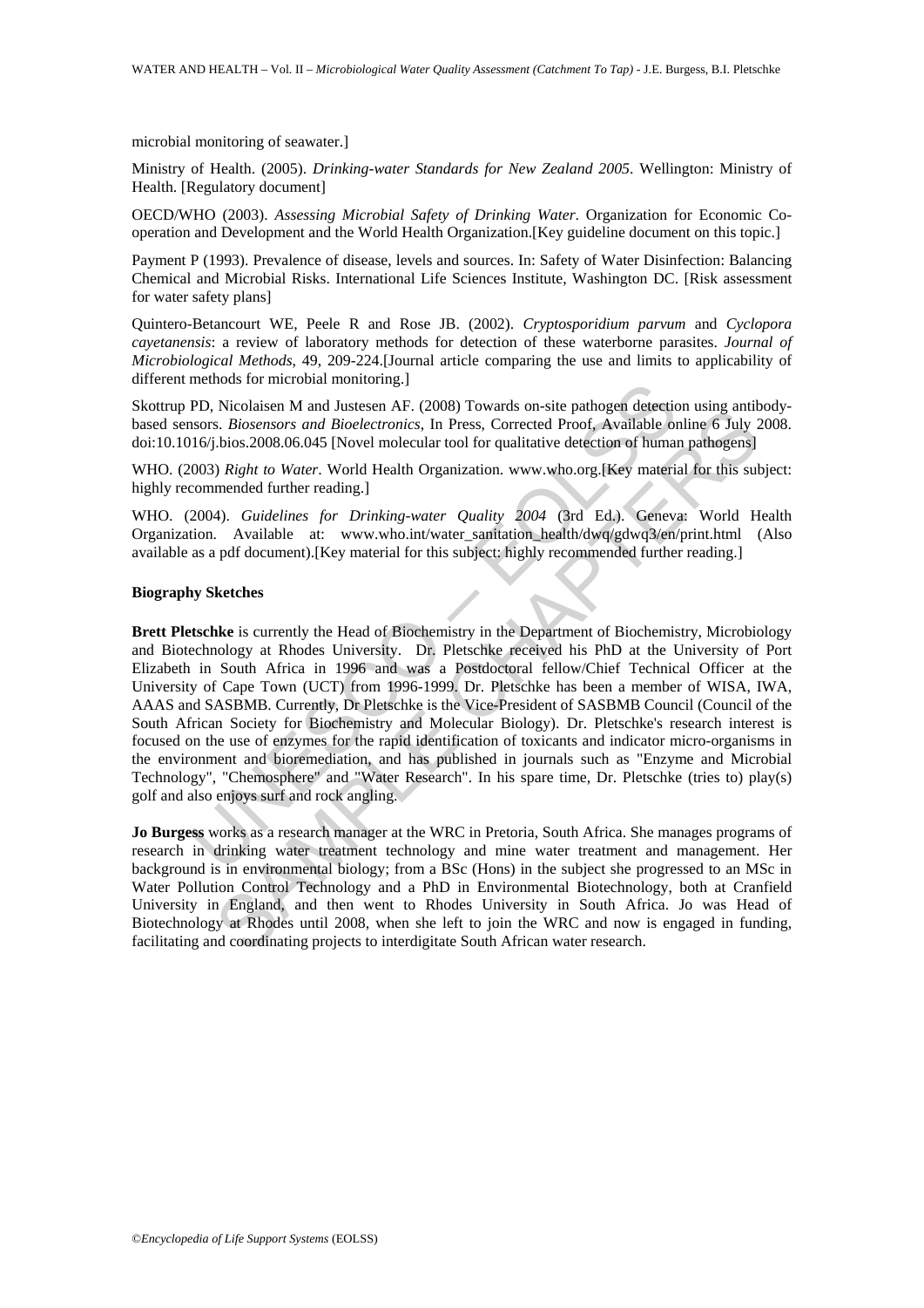microbial monitoring of seawater.]

Ministry of Health. (2005). *Drinking-water Standards for New Zealand 2005*. Wellington: Ministry of Health. [Regulatory document]

OECD/WHO (2003). *Assessing Microbial Safety of Drinking Water*. Organization for Economic Co-operation and Development and the World Health Organization.[Key guideline document on this topic.]

Payment P (1993). Prevalence of disease, levels and sources. In: Safety of Water Disinfection: Balancing Chemical and Microbial Risks. International Life Sciences Institute, Washington DC. [Risk assessment for water safety plans]

Quintero-Betancourt WE, Peele R and Rose JB. (2002). *Cryptosporidium parvum* and *Cyclopora cayetanensis*: a review of laboratory methods for detection of these waterborne parasites. *Journal of Microbiological Methods*, 49, 209-224.[Journal article comparing the use and limits to applicability of different methods for microbial monitoring.]

Skottrup PD, Nicolaisen M and Justesen AF. (2008) Towards on-site pathogen detection using antibody-based sensors. *Biosensors and Bioelectronics*, In Press, Corrected Proof, Available online 6 July 2008. doi:10.1016/j.bios.2008.06.045 [Novel molecular tool for qualitative detection of human pathogens]

WHO. (2003) *Right to Water*. World Health Organization. www.who.org.[Key material for this subject: highly recommended further reading.]

WHO. (2004). *Guidelines for Drinking-water Quality 2004* (3rd Ed.). Geneva: World Health Organization. Available at: www.who.int/water_sanitation_health/dwq/gdwq3/en/print.html (Also available as a pdf document).[Key material for this subject: highly recommended further reading.]

**Biography Sketches**

**Brett Pletschke** is currently the Head of Biochemistry in the Department of Biochemistry, Microbiology and Biotechnology at Rhodes University. Dr. Pletschke received his PhD at the University of Port Elizabeth in South Africa in 1996 and was a Postdoctoral fellow/Chief Technical Officer at the University of Cape Town (UCT) from 1996-1999. Dr. Pletschke has been a member of WISA, IWA, AAAS and SASBMB. Currently, Dr Pletschke is the Vice-President of SASBMB Council (Council of the South African Society for Biochemistry and Molecular Biology). Dr. Pletschke's research interest is focused on the use of enzymes for the rapid identification of toxicants and indicator micro-organisms in the environment and bioremediation, and has published in journals such as "Enzyme and Microbial Technology", "Chemosphere" and "Water Research". In his spare time, Dr. Pletschke (tries to) play(s) golf and also enjoys surf and rock angling.

**Jo Burgess** works as a research manager at the WRC in Pretoria, South Africa. She manages programs of research in drinking water treatment technology and mine water treatment and management. Her background is in environmental biology; from a BSc (Hons) in the subject she progressed to an MSc in Water Pollution Control Technology and a PhD in Environmental Biotechnology, both at Cranfield University in England, and then went to Rhodes University in South Africa. Jo was Head of Biotechnology at Rhodes until 2008, when she left to join the WRC and now is engaged in funding, facilitating and coordinating projects to interdigitate South African water research.